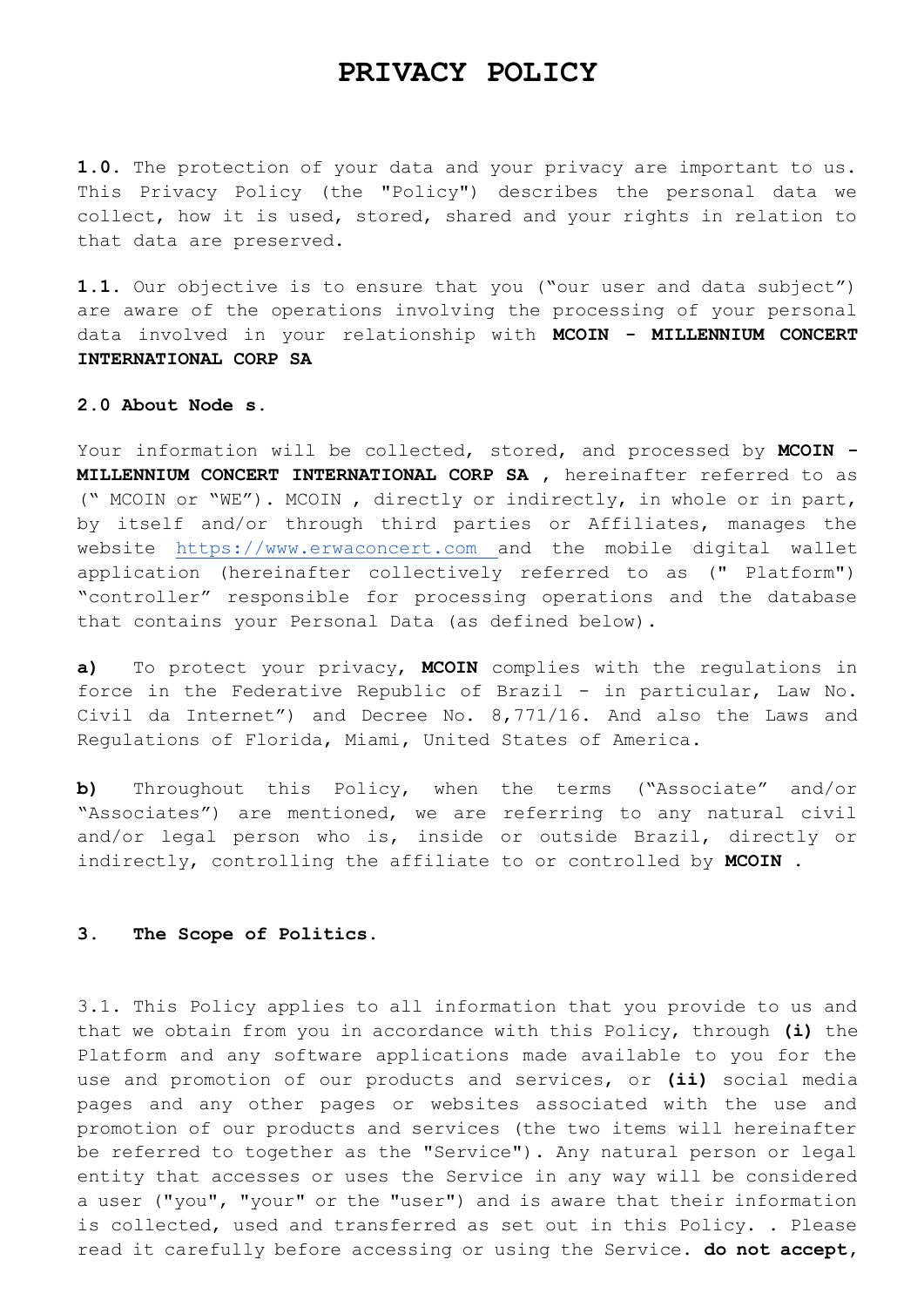# PRIVACY POLICY

**1.0.** The protection of your data and your privacy are important to us. This Privacy Policy (the "Policy") describes the personal data we collect, how it is used, stored, shared and your rights in relation to that data are preserved.

**1.1.** Our objective is to ensure that you ("our user and data subject") are aware of the operations involving the processing of your personal data involved in your relationship with **MCOIN - MILLENNIUM CONCERT INTERNATIONAL CORP SA**

**2.0 About Node s.**

Your information will be collected, stored, and processed by **MCOIN - MILLENNIUM CONCERT INTERNATIONAL CORP SA** , hereinafter referred to as (" MCOIN or "WE"). MCOIN , directly or indirectly, in whole or in part, by itself and/or through third parties or Affiliates, manages the website https://www.erwaconcert.com and the mobile digital wallet application (hereinafter collectively referred to as (" Platform") "controller" responsible for processing operations and the database that contains your Personal Data (as defined below).

**a)** To protect your privacy, **MCOIN** complies with the regulations in force in the Federative Republic of Brazil - in particular, Law No. Civil da Internet") and Decree No. 8,771/16. And also the Laws and Regulations of Florida, Miami, United States of America.

**b)** Throughout this Policy, when the terms ("Associate" and/or "Associates") are mentioned, we are referring to any natural civil and/or legal person who is, inside or outside Brazil, directly or indirectly, controlling the affiliate to or controlled by **MCOIN** .

**3. The Scope of Politics.**

3.1. This Policy applies to all information that you provide to us and that we obtain from you in accordance with this Policy, through **(i)** the Platform and any software applications made available to you for the use and promotion of our products and services, or **(ii)** social media pages and any other pages or websites associated with the use and promotion of our products and services (the two items will hereinafter be referred to together as the "Service"). Any natural person or legal entity that accesses or uses the Service in any way will be considered a user ("you", "your" or the "user") and is aware that their information is collected, used and transferred as set out in this Policy. . Please read it carefully before accessing or using the Service. **do not accept,**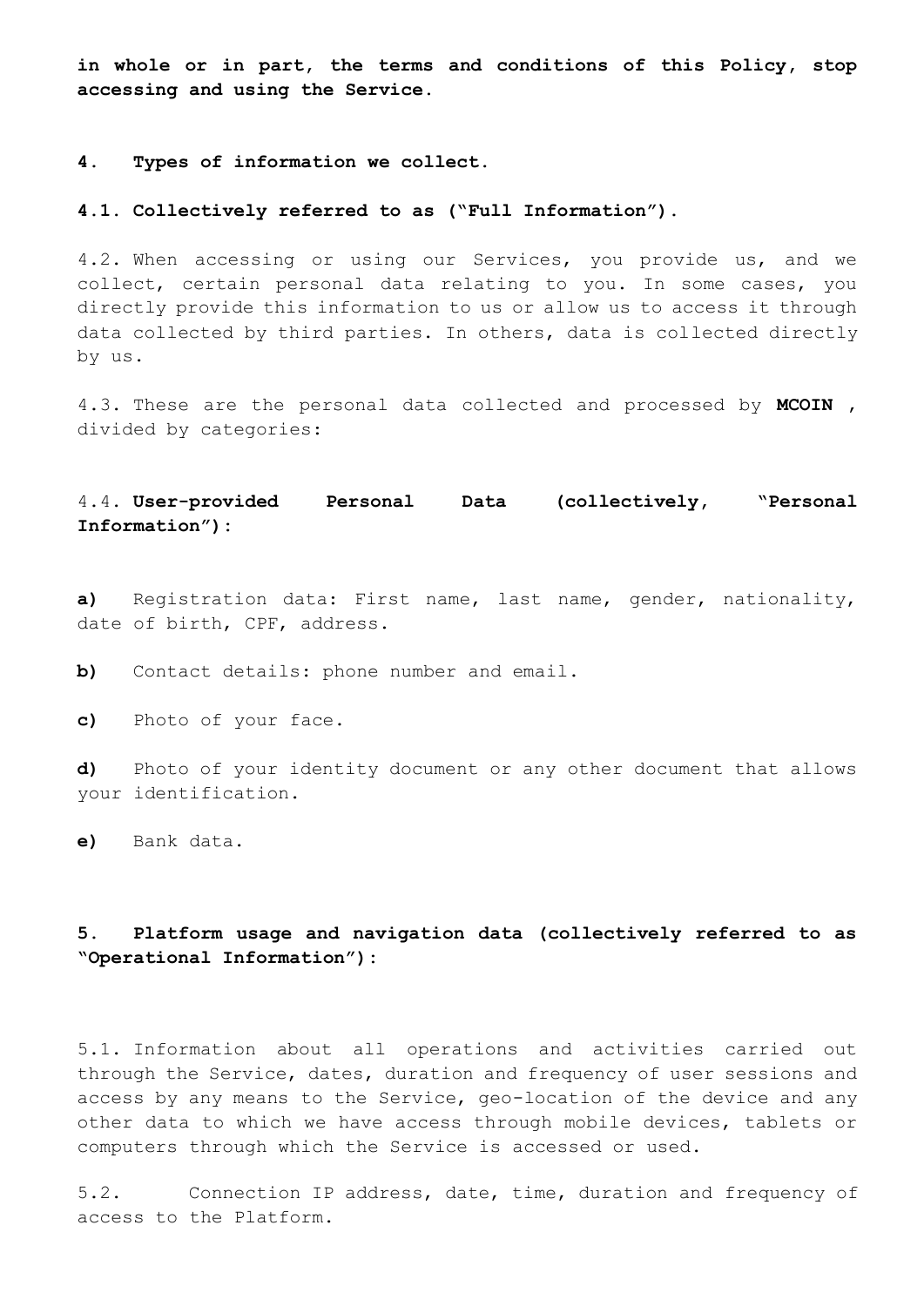**in whole or in part, the terms and conditions of this Policy, stop accessing and using the Service.**

## 4. Types of information we collect.

**4.1. Collectively referred to as ("Full Information").**

4.2. When accessing or using our Services, you provide us, and we collect, certain personal data relating to you. In some cases, you directly provide this information to us or allow us to access it through data collected by third parties. In others, data is collected directly by us.

4.3. These are the personal data collected and processed by **MCOIN** , divided by categories:

4.4. **User-provided Personal Data (collectively, "Personal Information"):**

**a)** Registration data: First name, last name, gender, nationality, date of birth, CPF, address.

**b)** Contact details: phone number and email.

**c)** Photo of your face.

**d)** Photo of your identity document or any other document that allows your identification.

**e)** Bank data.

## 5. Platform usage and navigation data (collectively referred to as "Operational Information"):

5.1. Information about all operations and activities carried out through the Service, dates, duration and frequency of user sessions and access by any means to the Service, geo-location of the device and any other data to which we have access through mobile devices, tablets or computers through which the Service is accessed or used.

5.2. Connection IP address, date, time, duration and frequency of access to the Platform.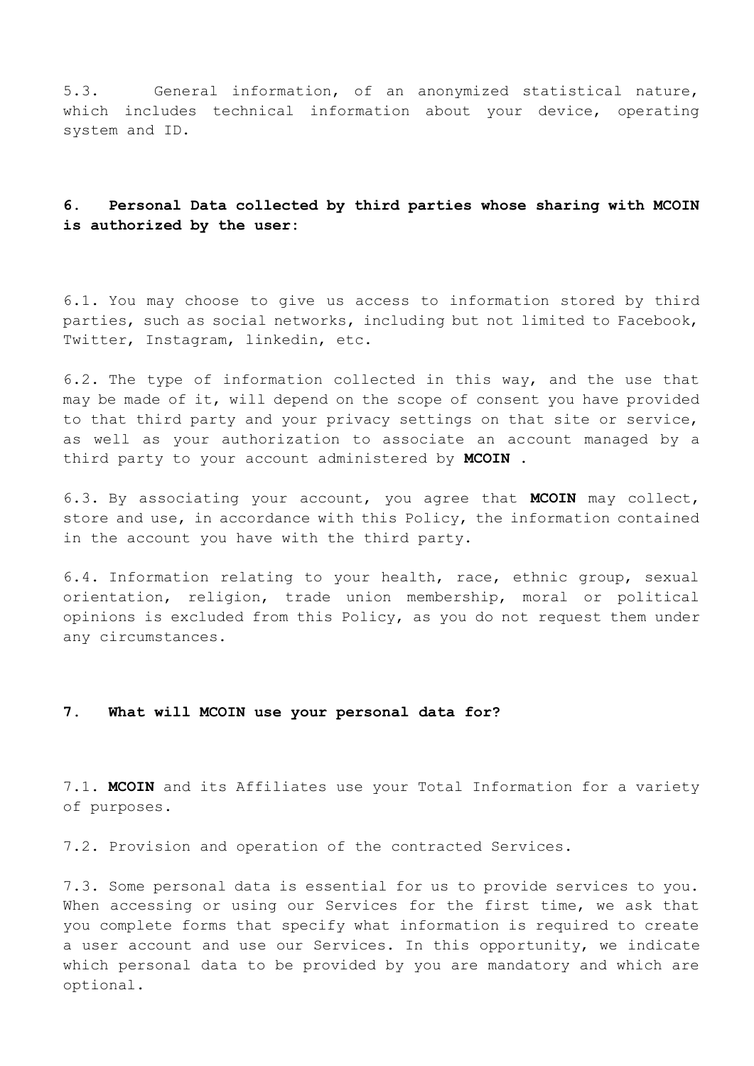5.3. General information, of an anonymized statistical nature, which includes technical information about your device, operating system and ID.

## 6. Personal Data collected by third parties whose sharing with MCOIN is authorized by the user:

6.1. You may choose to give us access to information stored by third parties, such as social networks, including but not limited to Facebook, Twitter, Instagram, linkedin, etc.

6.2. The type of information collected in this way, and the use that may be made of it, will depend on the scope of consent you have provided to that third party and your privacy settings on that site or service, as well as your authorization to associate an account managed by a third party to your account administered by **MCOIN** .

6.3. By associating your account, you agree that **MCOIN** may collect, store and use, in accordance with this Policy, the information contained in the account you have with the third party.

6.4. Information relating to your health, race, ethnic group, sexual orientation, religion, trade union membership, moral or political opinions is excluded from this Policy, as you do not request them under any circumstances.

## 7. What will MCOIN use your personal data for?

7.1. **MCOIN** and its Affiliates use your Total Information for a variety of purposes.

7.2. Provision and operation of the contracted Services.

7.3. Some personal data is essential for us to provide services to you. When accessing or using our Services for the first time, we ask that you complete forms that specify what information is required to create a user account and use our Services. In this opportunity, we indicate which personal data to be provided by you are mandatory and which are optional.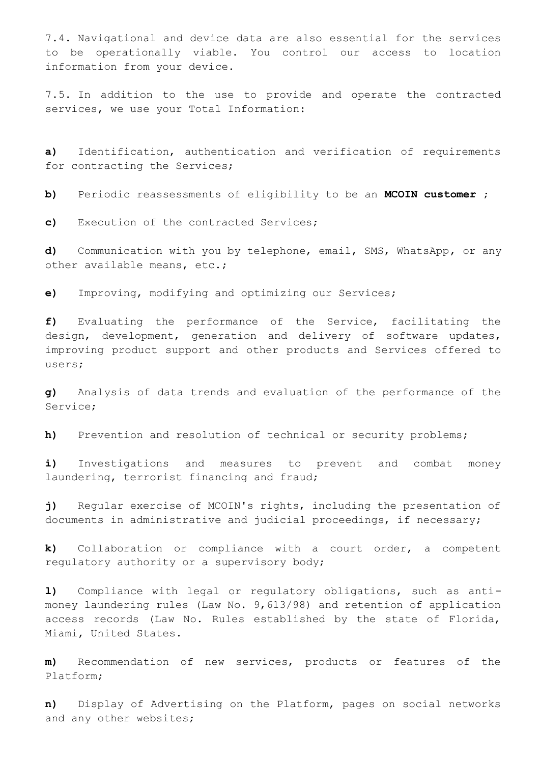7.4. Navigational and device data are also essential for the services to be operationally viable. You control our access to location information from your device.

7.5. In addition to the use to provide and operate the contracted services, we use your Total Information:

**a)** Identification, authentication and verification of requirements for contracting the Services;

**b)** Periodic reassessments of eligibility to be an **MCOIN customer** ;

**c)** Execution of the contracted Services;

**d)** Communication with you by telephone, email, SMS, WhatsApp, or any other available means, etc.;

**e)** Improving, modifying and optimizing our Services;

**f)** Evaluating the performance of the Service, facilitating the design, development, generation and delivery of software updates, improving product support and other products and Services offered to users;

**g)** Analysis of data trends and evaluation of the performance of the Service;

**h)** Prevention and resolution of technical or security problems;

**i)** Investigations and measures to prevent and combat money laundering, terrorist financing and fraud;

**j)** Regular exercise of MCOIN's rights, including the presentation of documents in administrative and judicial proceedings, if necessary;

**k)** Collaboration or compliance with a court order, a competent regulatory authority or a supervisory body;

**l)** Compliance with legal or regulatory obligations, such as anti-money laundering rules (Law No. 9,613/98) and retention of application access records (Law No. Rules established by the state of Florida, Miami, United States.

**m)** Recommendation of new services, products or features of the Platform;

**n)** Display of Advertising on the Platform, pages on social networks and any other websites;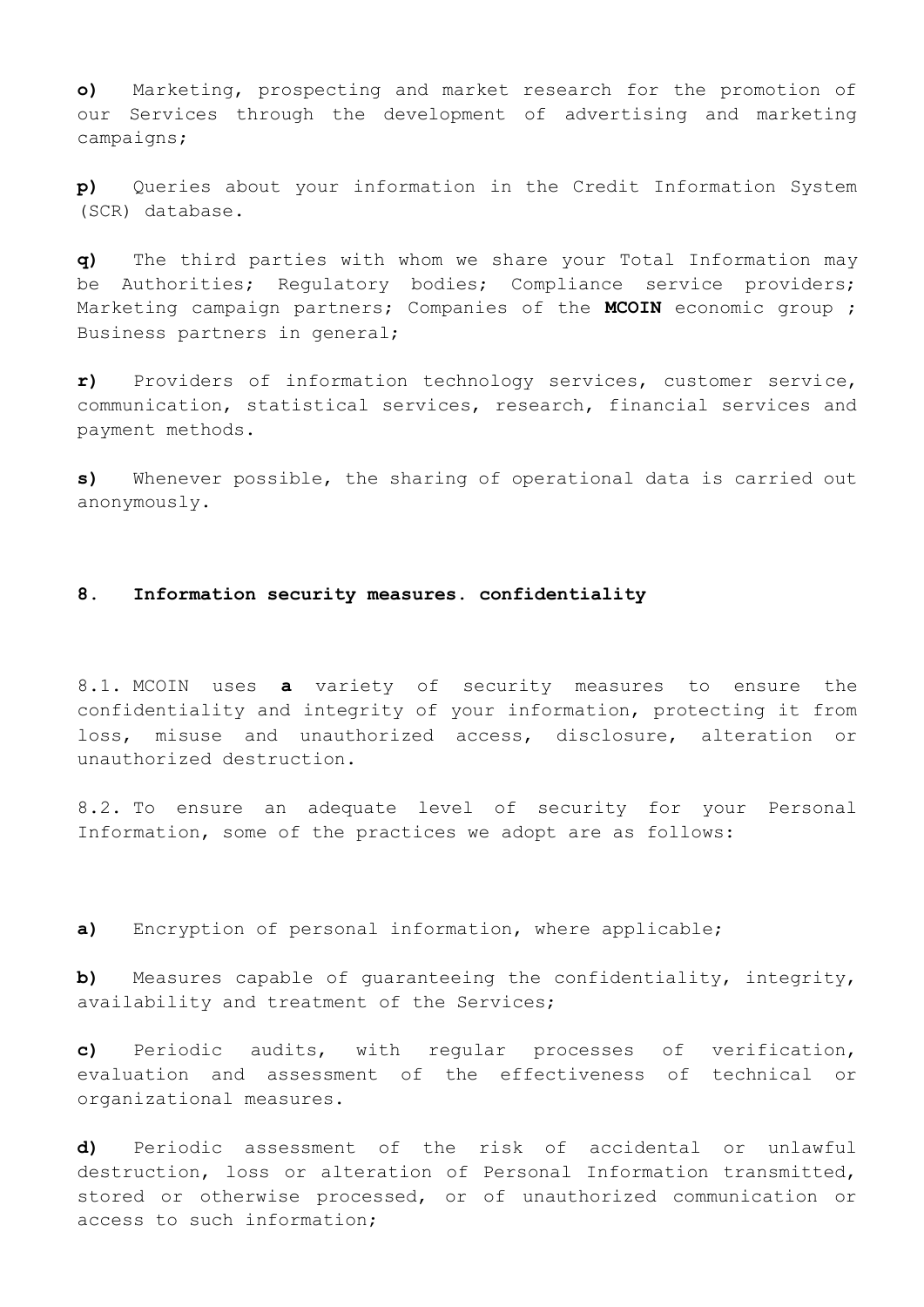**o)** Marketing, prospecting and market research for the promotion of our Services through the development of advertising and marketing campaigns;

**p)** Queries about your information in the Credit Information System (SCR) database.

**q)** The third parties with whom we share your Total Information may be Authorities; Regulatory bodies; Compliance service providers; Marketing campaign partners; Companies of the **MCOIN** economic group ; Business partners in general;

**r)** Providers of information technology services, customer service, communication, statistical services, research, financial services and payment methods.

**s)** Whenever possible, the sharing of operational data is carried out anonymously.

## 8. Information security measures. confidentiality

8.1. MCOIN uses **a** variety of security measures to ensure the confidentiality and integrity of your information, protecting it from loss, misuse and unauthorized access, disclosure, alteration or unauthorized destruction.

8.2. To ensure an adequate level of security for your Personal Information, some of the practices we adopt are as follows:

**a)** Encryption of personal information, where applicable;

**b)** Measures capable of guaranteeing the confidentiality, integrity, availability and treatment of the Services;

**c)** Periodic audits, with regular processes of verification, evaluation and assessment of the effectiveness of technical or organizational measures.

**d)** Periodic assessment of the risk of accidental or unlawful destruction, loss or alteration of Personal Information transmitted, stored or otherwise processed, or of unauthorized communication or access to such information;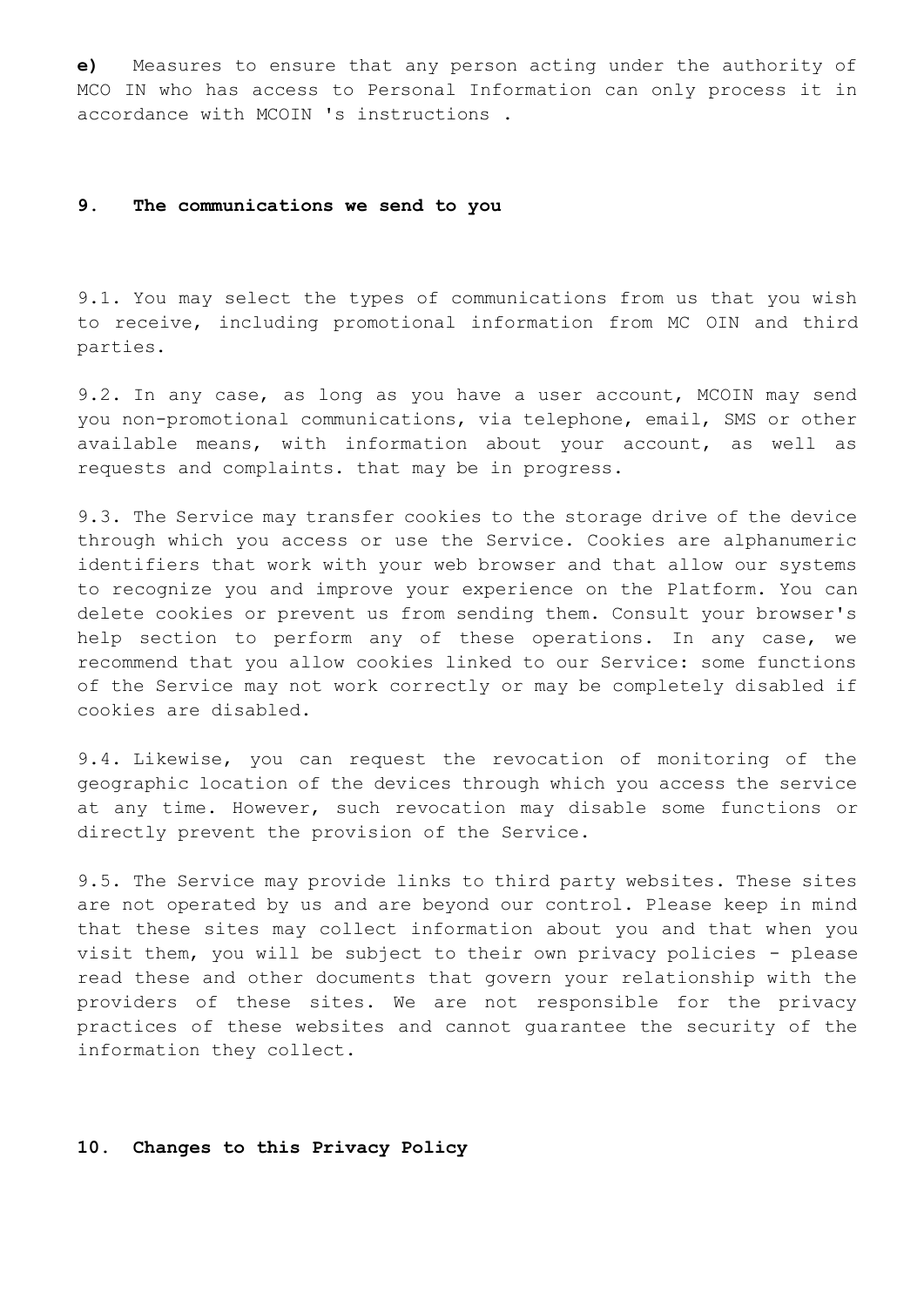**e)** Measures to ensure that any person acting under the authority of MCO IN who has access to Personal Information can only process it in accordance with MCOIN 's instructions .

## 9. The communications we send to you

9.1. You may select the types of communications from us that you wish to receive, including promotional information from MC OIN and third parties.

9.2. In any case, as long as you have a user account, MCOIN may send you non-promotional communications, via telephone, email, SMS or other available means, with information about your account, as well as requests and complaints. that may be in progress.

9.3. The Service may transfer cookies to the storage drive of the device through which you access or use the Service. Cookies are alphanumeric identifiers that work with your web browser and that allow our systems to recognize you and improve your experience on the Platform. You can delete cookies or prevent us from sending them. Consult your browser's help section to perform any of these operations. In any case, we recommend that you allow cookies linked to our Service: some functions of the Service may not work correctly or may be completely disabled if cookies are disabled.

9.4. Likewise, you can request the revocation of monitoring of the geographic location of the devices through which you access the service at any time. However, such revocation may disable some functions or directly prevent the provision of the Service.

9.5. The Service may provide links to third party websites. These sites are not operated by us and are beyond our control. Please keep in mind that these sites may collect information about you and that when you visit them, you will be subject to their own privacy policies - please read these and other documents that govern your relationship with the providers of these sites. We are not responsible for the privacy practices of these websites and cannot guarantee the security of the information they collect.

## 10. Changes to this Privacy Policy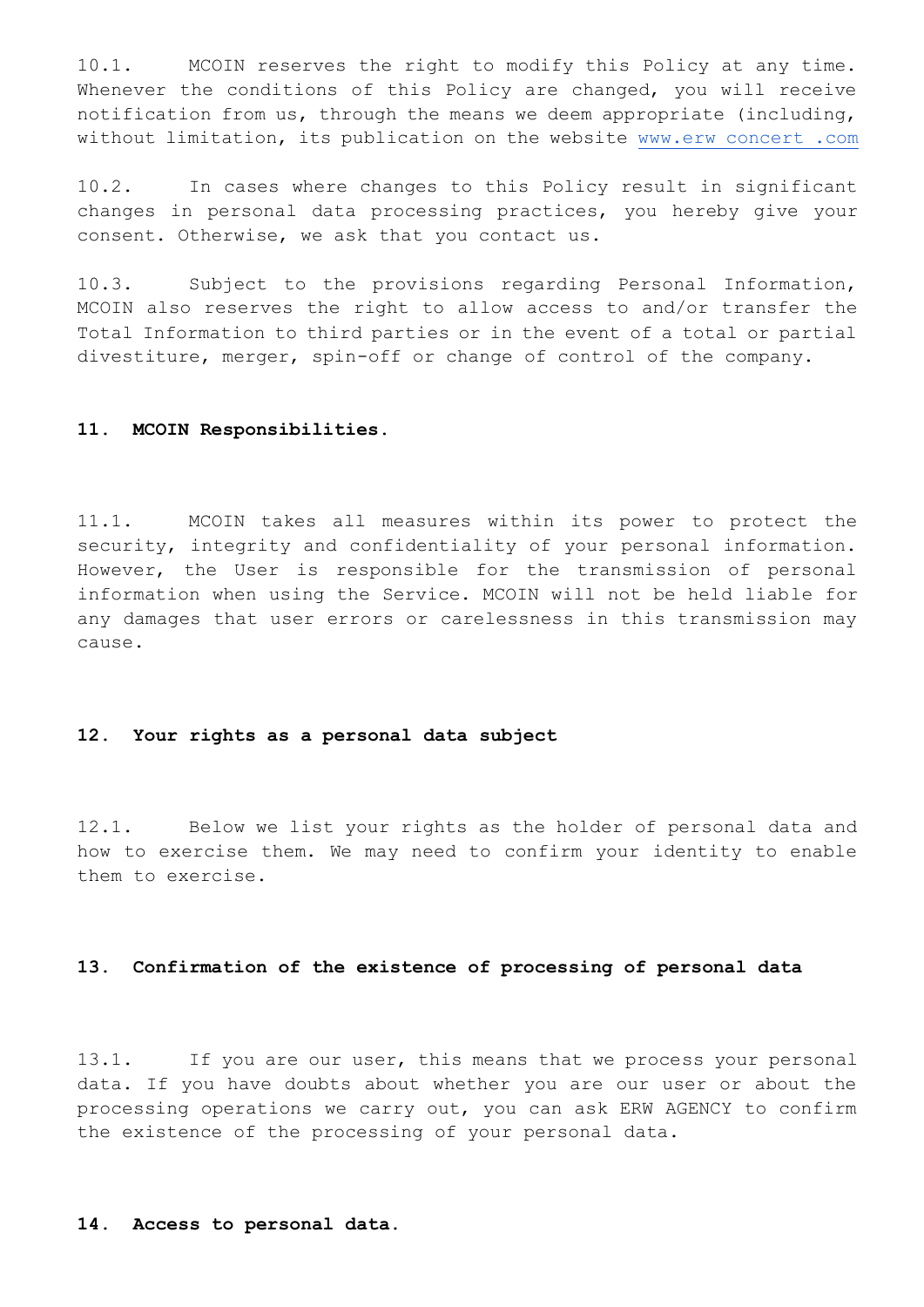10.1. MCOIN reserves the right to modify this Policy at any time. Whenever the conditions of this Policy are changed, you will receive notification from us, through the means we deem appropriate (including, without limitation, its publication on the website www.erw concert .com

10.2. In cases where changes to this Policy result in significant changes in personal data processing practices, you hereby give your consent. Otherwise, we ask that you contact us.

10.3. Subject to the provisions regarding Personal Information, MCOIN also reserves the right to allow access to and/or transfer the Total Information to third parties or in the event of a total or partial divestiture, merger, spin-off or change of control of the company.

## 11. MCOIN Responsibilities.

11.1. MCOIN takes all measures within its power to protect the security, integrity and confidentiality of your personal information. However, the User is responsible for the transmission of personal information when using the Service. MCOIN will not be held liable for any damages that user errors or carelessness in this transmission may cause.

## 12. Your rights as a personal data subject

12.1. Below we list your rights as the holder of personal data and how to exercise them. We may need to confirm your identity to enable them to exercise.

## 13. Confirmation of the existence of processing of personal data

13.1. If you are our user, this means that we process your personal data. If you have doubts about whether you are our user or about the processing operations we carry out, you can ask ERW AGENCY to confirm the existence of the processing of your personal data.

## 14. Access to personal data.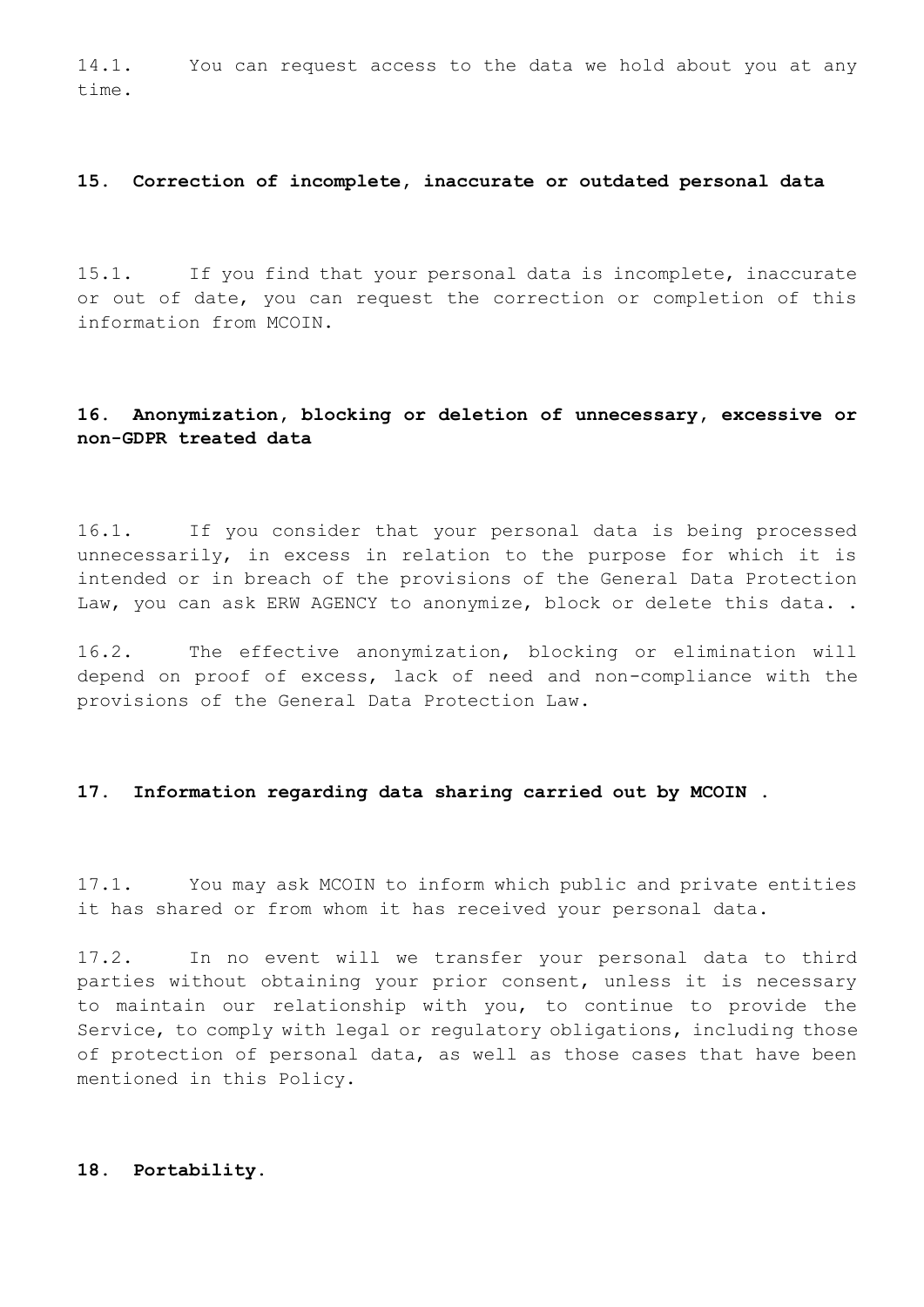14.1. You can request access to the data we hold about you at any time.

## 15. Correction of incomplete, inaccurate or outdated personal data

15.1. If you find that your personal data is incomplete, inaccurate or out of date, you can request the correction or completion of this information from MCOIN.

## 16. Anonymization, blocking or deletion of unnecessary, excessive or non-GDPR treated data

16.1. If you consider that your personal data is being processed unnecessarily, in excess in relation to the purpose for which it is intended or in breach of the provisions of the General Data Protection Law, you can ask ERW AGENCY to anonymize, block or delete this data. .

16.2. The effective anonymization, blocking or elimination will depend on proof of excess, lack of need and non-compliance with the provisions of the General Data Protection Law.

## 17. Information regarding data sharing carried out by MCOIN .

17.1. You may ask MCOIN to inform which public and private entities it has shared or from whom it has received your personal data.

17.2. In no event will we transfer your personal data to third parties without obtaining your prior consent, unless it is necessary to maintain our relationship with you, to continue to provide the Service, to comply with legal or regulatory obligations, including those of protection of personal data, as well as those cases that have been mentioned in this Policy.

## 18. Portability.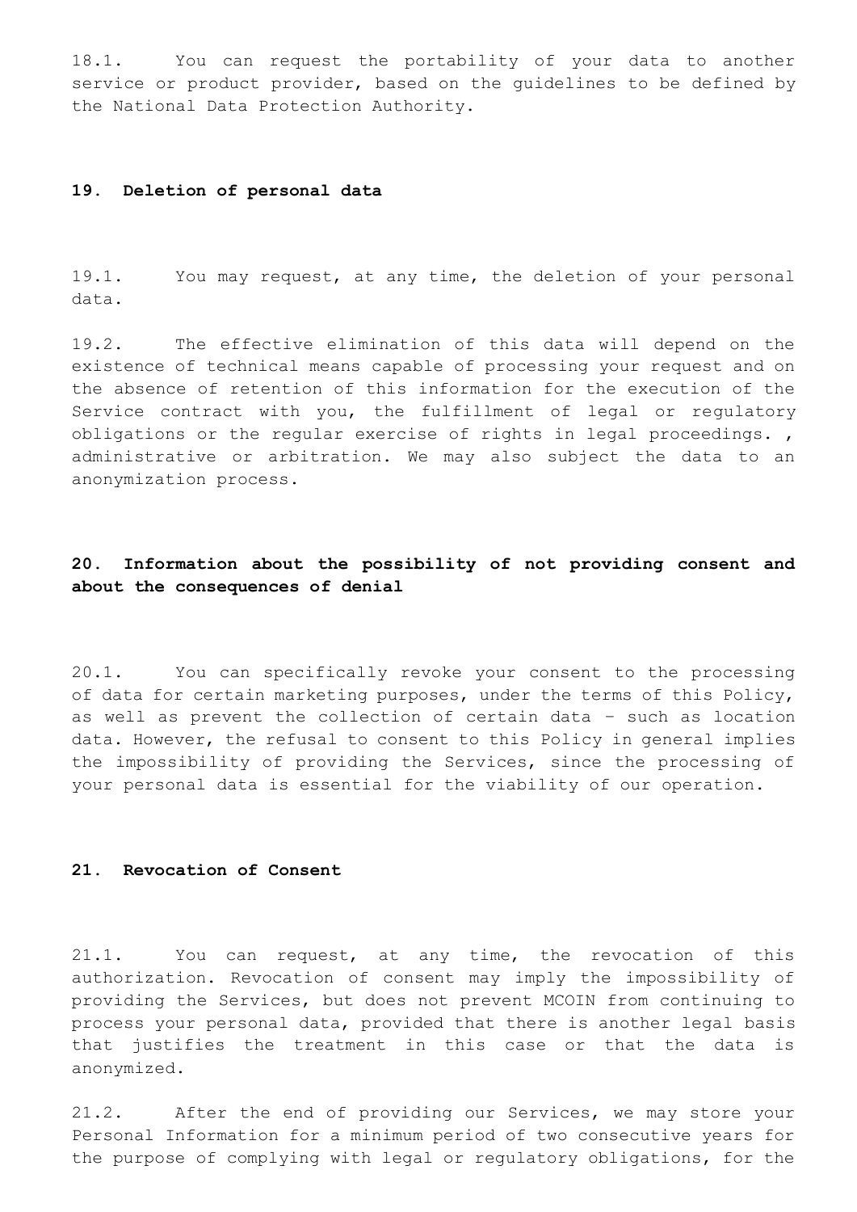18.1. You can request the portability of your data to another service or product provider, based on the guidelines to be defined by the National Data Protection Authority.

## 19. Deletion of personal data

19.1. You may request, at any time, the deletion of your personal data.

19.2. The effective elimination of this data will depend on the existence of technical means capable of processing your request and on the absence of retention of this information for the execution of the Service contract with you, the fulfillment of legal or regulatory obligations or the regular exercise of rights in legal proceedings. , administrative or arbitration. We may also subject the data to an anonymization process.

## 20. Information about the possibility of not providing consent and about the consequences of denial

20.1. You can specifically revoke your consent to the processing of data for certain marketing purposes, under the terms of this Policy, as well as prevent the collection of certain data - such as location data. However, the refusal to consent to this Policy in general implies the impossibility of providing the Services, since the processing of your personal data is essential for the viability of our operation.

## 21. Revocation of Consent

21.1. You can request, at any time, the revocation of this authorization. Revocation of consent may imply the impossibility of providing the Services, but does not prevent MCOIN from continuing to process your personal data, provided that there is another legal basis that justifies the treatment in this case or that the data is anonymized.

21.2. After the end of providing our Services, we may store your Personal Information for a minimum period of two consecutive years for the purpose of complying with legal or regulatory obligations, for the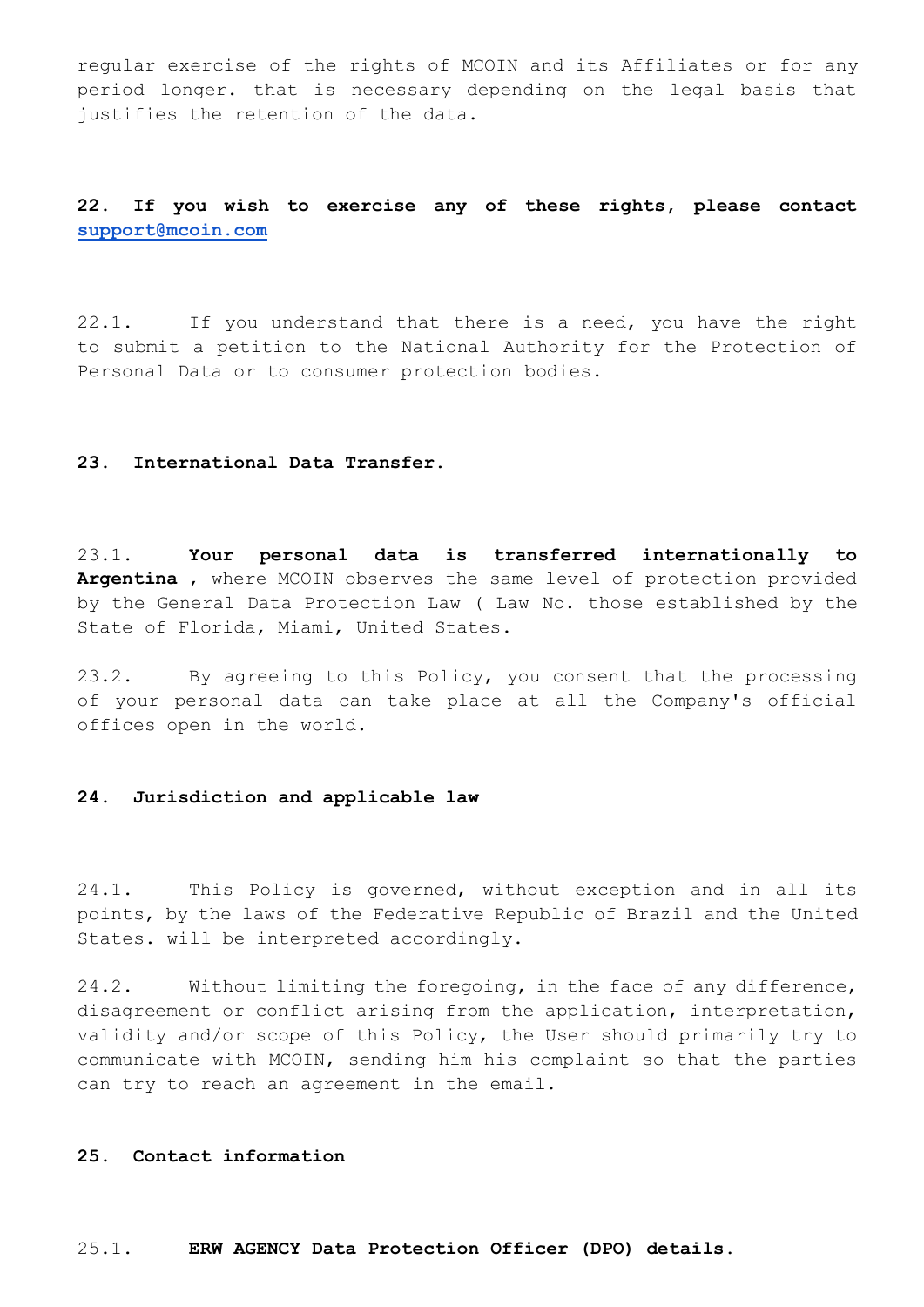regular exercise of the rights of MCOIN and its Affiliates or for any period longer. that is necessary depending on the legal basis that justifies the retention of the data.

**22. If you wish to exercise any of these rights, please contact [support@mcoin.com](mailto:support@mcoin.com)**

22.1. If you understand that there is a need, you have the right to submit a petition to the National Authority for the Protection of Personal Data or to consumer protection bodies.

**23. International Data Transfer.**

23.1. **Your personal data is transferred internationally to Argentina** , where MCOIN observes the same level of protection provided by the General Data Protection Law ( Law No. those established by the State of Florida, Miami, United States.

23.2. By agreeing to this Policy, you consent that the processing of your personal data can take place at all the Company's official offices open in the world.

**24. Jurisdiction and applicable law**

24.1. This Policy is governed, without exception and in all its points, by the laws of the Federative Republic of Brazil and the United States. will be interpreted accordingly.

24.2. Without limiting the foregoing, in the face of any difference, disagreement or conflict arising from the application, interpretation, validity and/or scope of this Policy, the User should primarily try to communicate with MCOIN, sending him his complaint so that the parties can try to reach an agreement in the email.

**25. Contact information**

25.1. **ERW AGENCY Data Protection Officer (DPO) details.**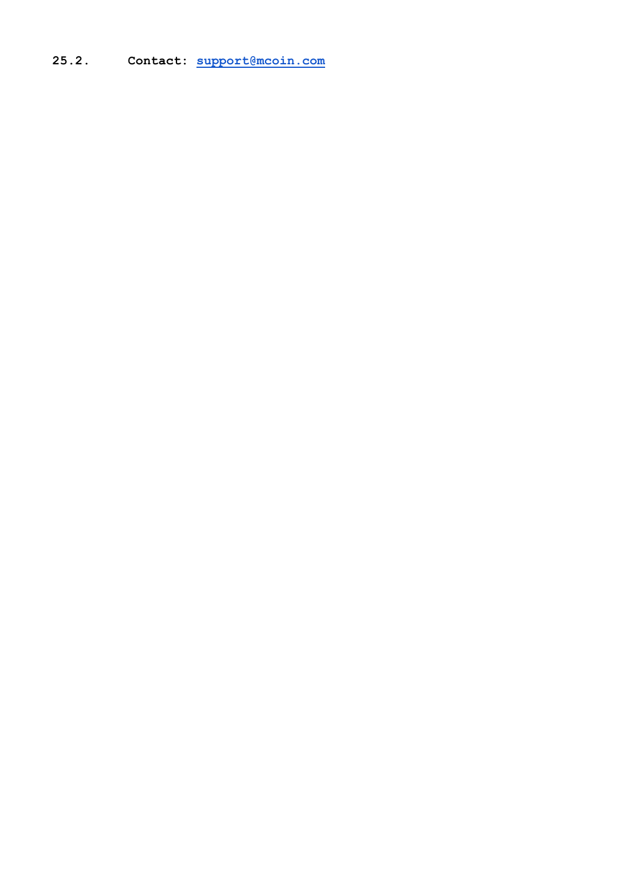**25.2. Contact: [support@mcoin.com](mailto:support@mcoin.com)**